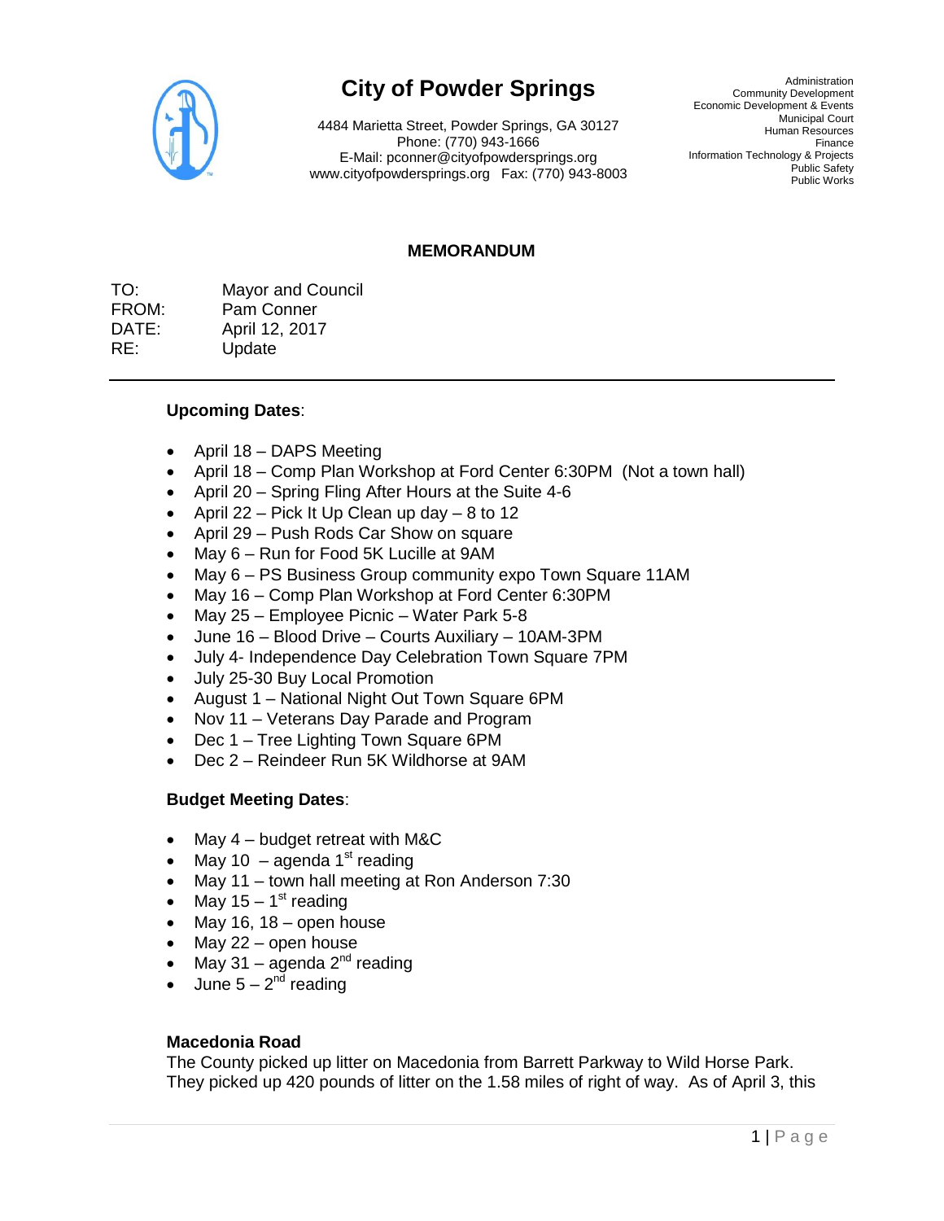# City of Powder Springs

4484 Marietta Street, Powder Springs, GA 30127
Phone: (770) 943-1666
E-Mail: pconner@cityofpowdersprings.org
www.cityofpowdersprings.org Fax: (770) 943-8003

Administration
Community Development
Economic Development & Events
Municipal Court
Human Resources
Finance
Information Technology & Projects
Public Safety
Public Works

## MEMORANDUM

TO: Mayor and Council
FROM: Pam Conner
DATE: April 12, 2017
RE: Update

---

**Upcoming Dates**:

- April 18 – DAPS Meeting
- April 18 – Comp Plan Workshop at Ford Center 6:30PM (Not a town hall)
- April 20 – Spring Fling After Hours at the Suite 4-6
- April 22 – Pick It Up Clean up day – 8 to 12
- April 29 – Push Rods Car Show on square
- May 6 – Run for Food 5K Lucille at 9AM
- May 6 – PS Business Group community expo Town Square 11AM
- May 16 – Comp Plan Workshop at Ford Center 6:30PM
- May 25 – Employee Picnic – Water Park 5-8
- June 16 – Blood Drive – Courts Auxiliary – 10AM-3PM
- July 4- Independence Day Celebration Town Square 7PM
- July 25-30 Buy Local Promotion
- August 1 – National Night Out Town Square 6PM
- Nov 11 – Veterans Day Parade and Program
- Dec 1 – Tree Lighting Town Square 6PM
- Dec 2 – Reindeer Run 5K Wildhorse at 9AM

**Budget Meeting Dates**:

- May 4 – budget retreat with M&C
- May 10 – agenda 1st reading
- May 11 – town hall meeting at Ron Anderson 7:30
- May 15 – 1st reading
- May 16, 18 – open house
- May 22 – open house
- May 31 – agenda 2nd reading
- June 5 – 2nd reading

**Macedonia Road**

The County picked up litter on Macedonia from Barrett Parkway to Wild Horse Park. They picked up 420 pounds of litter on the 1.58 miles of right of way. As of April 3, this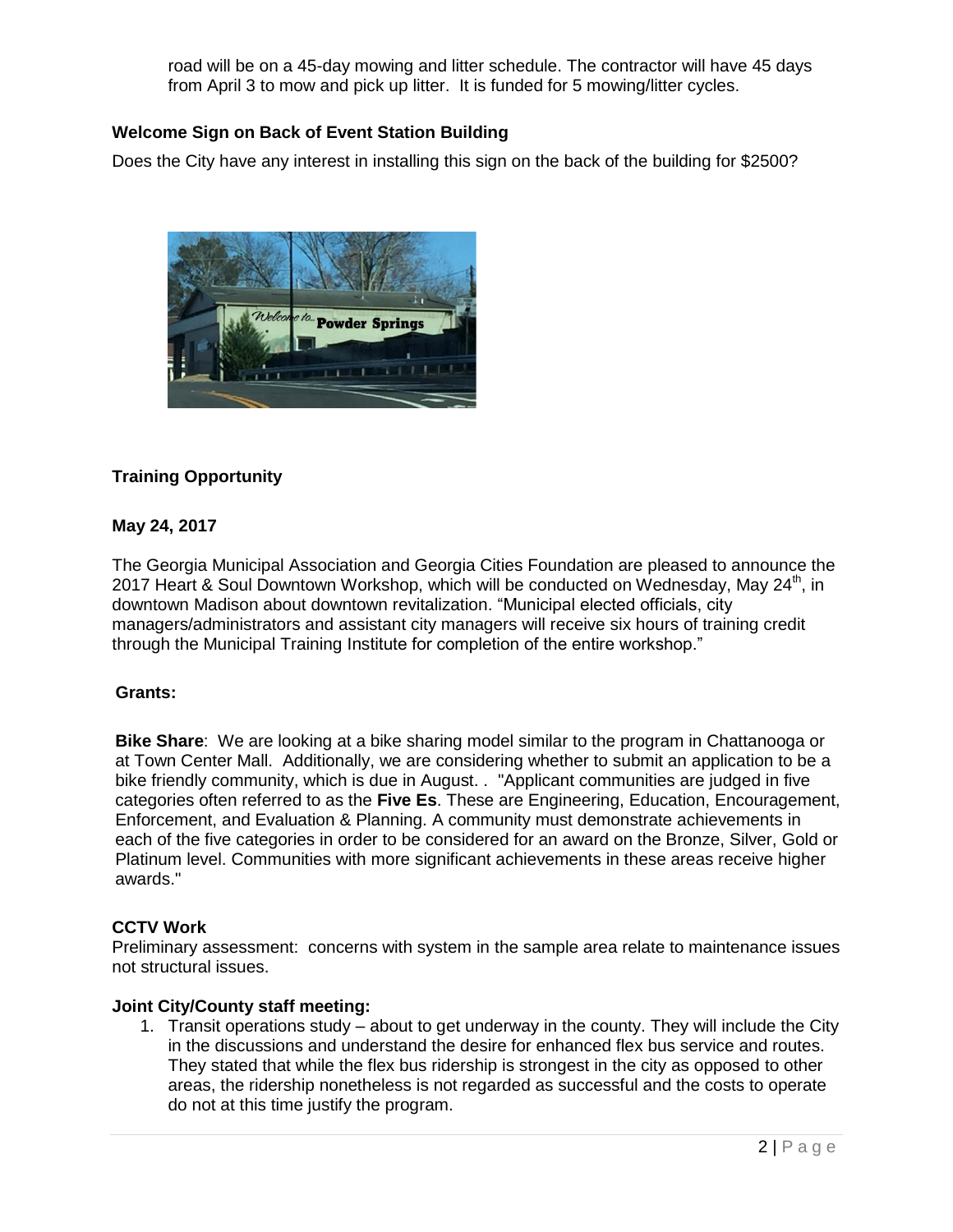road will be on a 45-day mowing and litter schedule. The contractor will have 45 days from April 3 to mow and pick up litter. It is funded for 5 mowing/litter cycles.

**Welcome Sign on Back of Event Station Building**

Does the City have any interest in installing this sign on the back of the building for $2500?

**Training Opportunity**

**May 24, 2017**

The Georgia Municipal Association and Georgia Cities Foundation are pleased to announce the 2017 Heart & Soul Downtown Workshop, which will be conducted on Wednesday, May 24th, in downtown Madison about downtown revitalization. "Municipal elected officials, city managers/administrators and assistant city managers will receive six hours of training credit through the Municipal Training Institute for completion of the entire workshop."

**Grants:**

**Bike Share**: We are looking at a bike sharing model similar to the program in Chattanooga or at Town Center Mall. Additionally, we are considering whether to submit an application to be a bike friendly community, which is due in August. . "Applicant communities are judged in five categories often referred to as the **Five Es**. These are Engineering, Education, Encouragement, Enforcement, and Evaluation & Planning. A community must demonstrate achievements in each of the five categories in order to be considered for an award on the Bronze, Silver, Gold or Platinum level. Communities with more significant achievements in these areas receive higher awards."

**CCTV Work**

Preliminary assessment: concerns with system in the sample area relate to maintenance issues not structural issues.

**Joint City/County staff meeting:**

1. Transit operations study – about to get underway in the county. They will include the City in the discussions and understand the desire for enhanced flex bus service and routes. They stated that while the flex bus ridership is strongest in the city as opposed to other areas, the ridership nonetheless is not regarded as successful and the costs to operate do not at this time justify the program.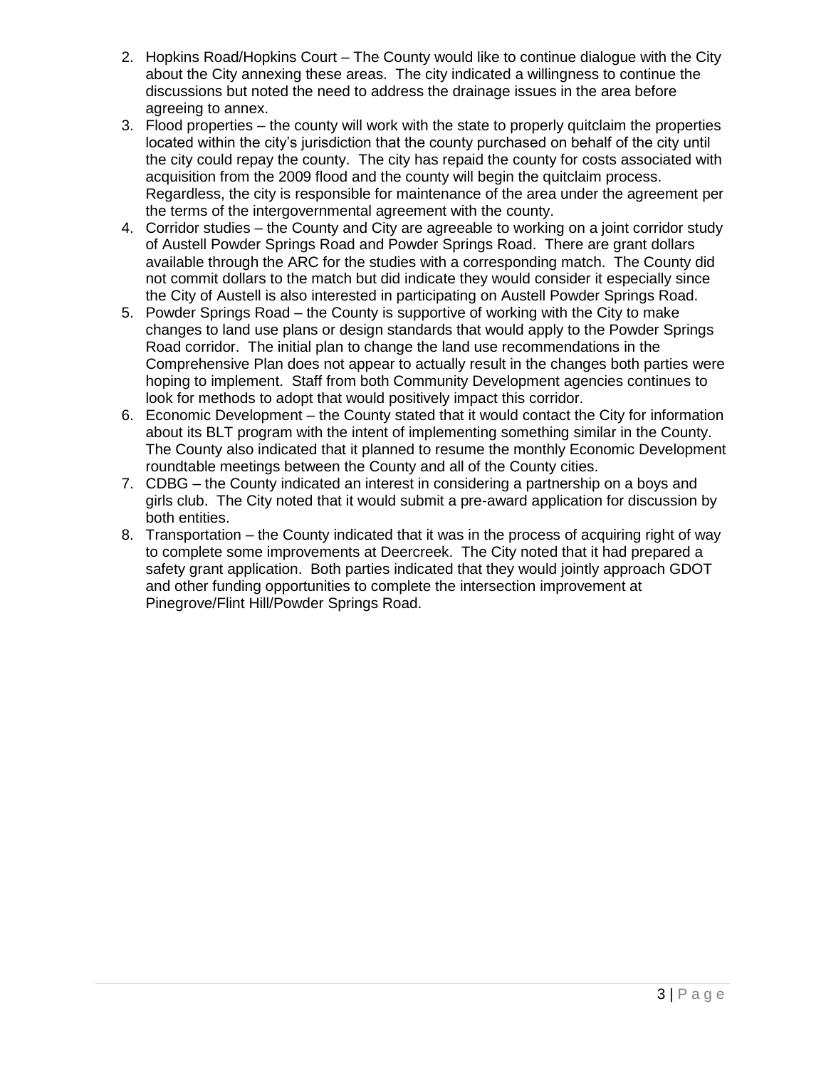2. Hopkins Road/Hopkins Court – The County would like to continue dialogue with the City about the City annexing these areas. The city indicated a willingness to continue the discussions but noted the need to address the drainage issues in the area before agreeing to annex.
3. Flood properties – the county will work with the state to properly quitclaim the properties located within the city's jurisdiction that the county purchased on behalf of the city until the city could repay the county. The city has repaid the county for costs associated with acquisition from the 2009 flood and the county will begin the quitclaim process. Regardless, the city is responsible for maintenance of the area under the agreement per the terms of the intergovernmental agreement with the county.
4. Corridor studies – the County and City are agreeable to working on a joint corridor study of Austell Powder Springs Road and Powder Springs Road. There are grant dollars available through the ARC for the studies with a corresponding match. The County did not commit dollars to the match but did indicate they would consider it especially since the City of Austell is also interested in participating on Austell Powder Springs Road.
5. Powder Springs Road – the County is supportive of working with the City to make changes to land use plans or design standards that would apply to the Powder Springs Road corridor. The initial plan to change the land use recommendations in the Comprehensive Plan does not appear to actually result in the changes both parties were hoping to implement. Staff from both Community Development agencies continues to look for methods to adopt that would positively impact this corridor.
6. Economic Development – the County stated that it would contact the City for information about its BLT program with the intent of implementing something similar in the County. The County also indicated that it planned to resume the monthly Economic Development roundtable meetings between the County and all of the County cities.
7. CDBG – the County indicated an interest in considering a partnership on a boys and girls club. The City noted that it would submit a pre-award application for discussion by both entities.
8. Transportation – the County indicated that it was in the process of acquiring right of way to complete some improvements at Deercreek. The City noted that it had prepared a safety grant application. Both parties indicated that they would jointly approach GDOT and other funding opportunities to complete the intersection improvement at Pinegrove/Flint Hill/Powder Springs Road.